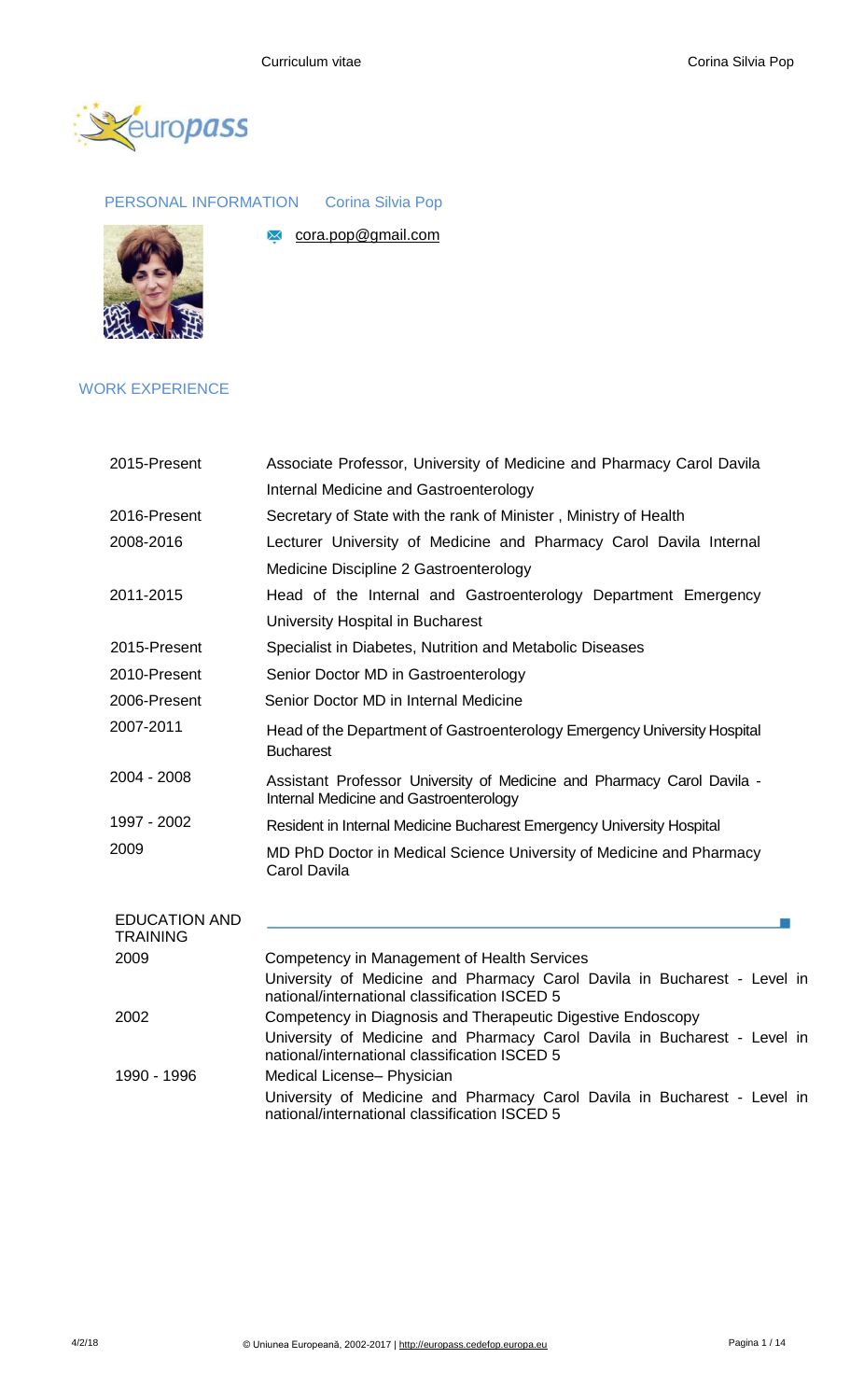## PERSONAL INFORMATION

Corina Silvia Pop

cora.pop@gmail.com

## WORK EXPERIENCE

| | |
|---|---|
| 2015-Present | Associate Professor, University of Medicine and Pharmacy Carol Davila Internal Medicine and Gastroenterology |
| 2016-Present | Secretary of State with the rank of Minister , Ministry of Health |
| 2008-2016 | Lecturer University of Medicine and Pharmacy Carol Davila Internal Medicine Discipline 2 Gastroenterology |
| 2011-2015 | Head of the Internal and Gastroenterology Department Emergency University Hospital in Bucharest |
| 2015-Present | Specialist in Diabetes, Nutrition and Metabolic Diseases |
| 2010-Present | Senior Doctor MD in Gastroenterology |
| 2006-Present | Senior Doctor MD in Internal Medicine |
| 2007-2011 | Head of the Department of Gastroenterology Emergency University Hospital Bucharest |
| 2004 - 2008 | Assistant Professor University of Medicine and Pharmacy Carol Davila - Internal Medicine and Gastroenterology |
| 1997 - 2002 | Resident in Internal Medicine Bucharest Emergency University Hospital |
| 2009 | MD PhD Doctor in Medical Science University of Medicine and Pharmacy Carol Davila |

## EDUCATION AND TRAINING

| | |
|---|---|
| 2009 | Competency in Management of Health Services<br>University of Medicine and Pharmacy Carol Davila in Bucharest - Level in national/international classification ISCED 5 |
| 2002 | Competency in Diagnosis and Therapeutic Digestive Endoscopy<br>University of Medicine and Pharmacy Carol Davila in Bucharest - Level in national/international classification ISCED 5 |
| 1990 - 1996 | Medical License– Physician<br>University of Medicine and Pharmacy Carol Davila in Bucharest - Level in national/international classification ISCED 5 |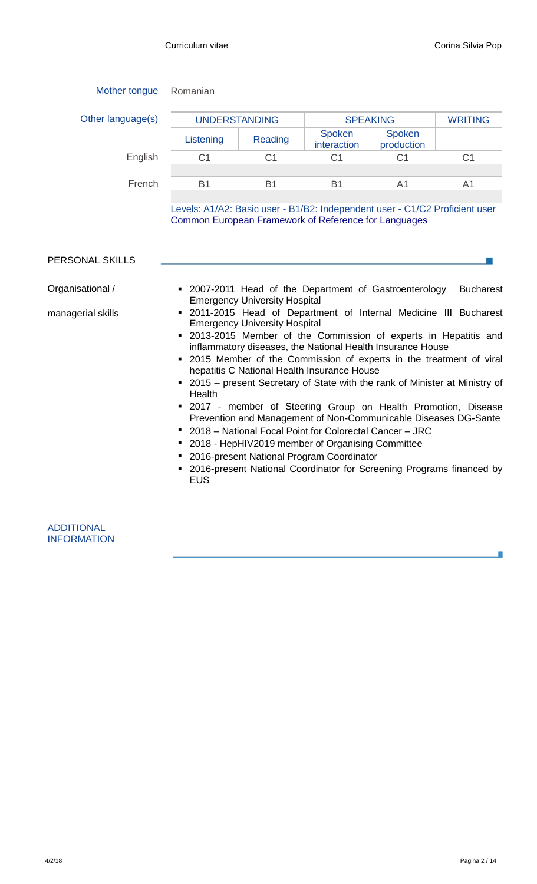Mother tongue: Romanian

| Other language(s) | UNDERSTANDING | | SPEAKING | | WRITING |
|---|---|---|---|---|---|
| | Listening | Reading | Spoken interaction | Spoken production | |
| English | C1 | C1 | C1 | C1 | C1 |
| French | B1 | B1 | B1 | A1 | A1 |

Levels: A1/A2: Basic user - B1/B2: Independent user - C1/C2 Proficient user
Common European Framework of Reference for Languages

## PERSONAL SKILLS

**Organisational / managerial skills**

- 2007-2011 Head of the Department of Gastroenterology Bucharest Emergency University Hospital
- 2011-2015 Head of Department of Internal Medicine III Bucharest Emergency University Hospital
- 2013-2015 Member of the Commission of experts in Hepatitis and inflammatory diseases, the National Health Insurance House
- 2015 Member of the Commission of experts in the treatment of viral hepatitis C National Health Insurance House
- 2015 – present Secretary of State with the rank of Minister at Ministry of Health
- 2017 - member of Steering Group on Health Promotion, Disease Prevention and Management of Non-Communicable Diseases DG-Sante
- 2018 – National Focal Point for Colorectal Cancer – JRC
- 2018 - HepHIV2019 member of Organising Committee
- 2016-present National Program Coordinator
- 2016-present National Coordinator for Screening Programs financed by EUS

## ADDITIONAL INFORMATION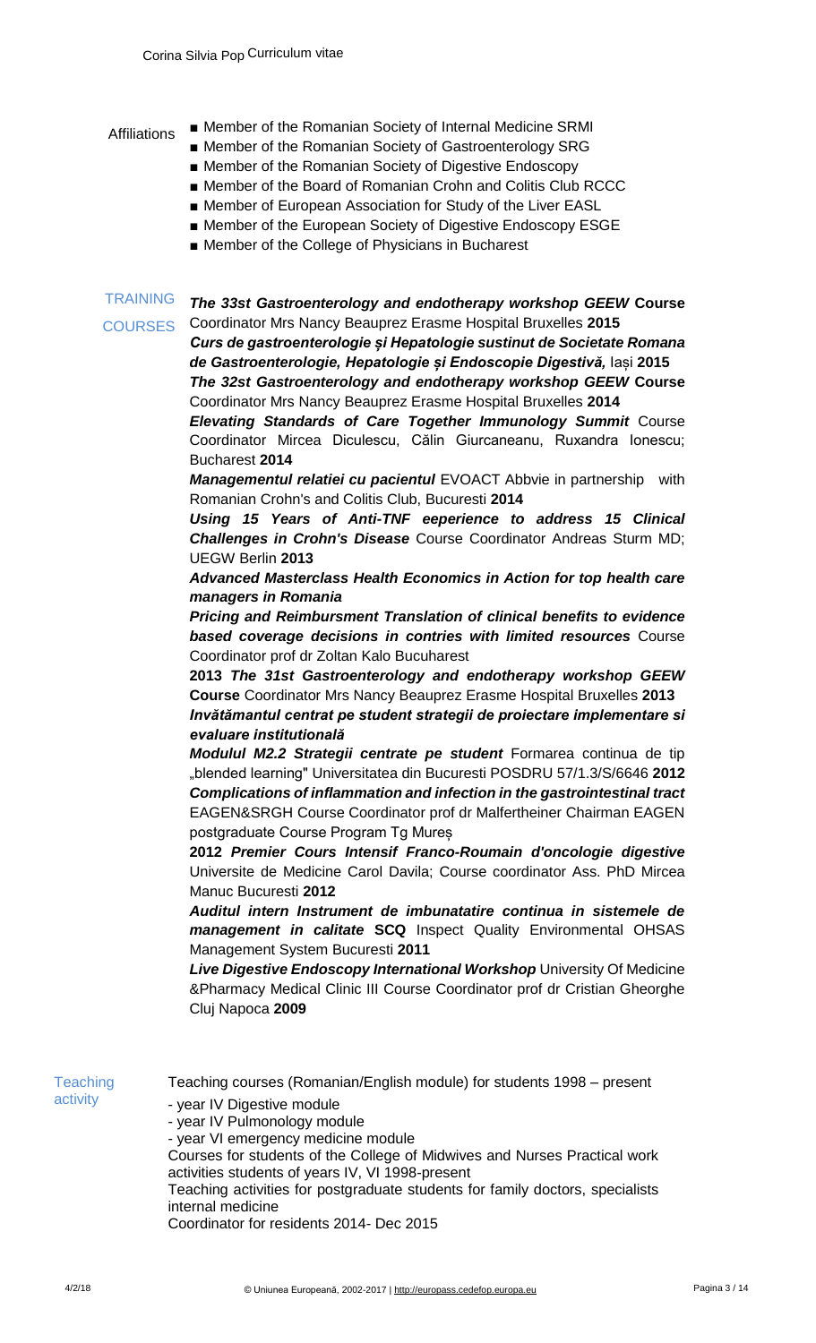**Affiliations**

- Member of the Romanian Society of Internal Medicine SRMI
- Member of the Romanian Society of Gastroenterology SRG
- Member of the Romanian Society of Digestive Endoscopy
- Member of the Board of Romanian Crohn and Colitis Club RCCC
- Member of European Association for Study of the Liver EASL
- Member of the European Society of Digestive Endoscopy ESGE
- Member of the College of Physicians in Bucharest

**TRAINING COURSES**

***The 33st Gastroenterology and endotherapy workshop GEEW* Course** Coordinator Mrs Nancy Beauprez Erasme Hospital Bruxelles **2015**

***Curs de gastroenterologie și Hepatologie sustinut de Societate Romana de Gastroenterologie, Hepatologie și Endoscopie Digestivă,*** Iași **2015**

***The 32st Gastroenterology and endotherapy workshop GEEW* Course** Coordinator Mrs Nancy Beauprez Erasme Hospital Bruxelles **2014**

***Elevating Standards of Care Together Immunology Summit*** Course Coordinator Mircea Diculescu, Călin Giurcaneanu, Ruxandra Ionescu; Bucharest **2014**

***Managementul relatiei cu pacientul*** EVOACT Abbvie in partnership with Romanian Crohn's and Colitis Club, Bucuresti **2014**

***Using 15 Years of Anti-TNF eeperience to address 15 Clinical Challenges in Crohn's Disease*** Course Coordinator Andreas Sturm MD; UEGW Berlin **2013**

***Advanced Masterclass Health Economics in Action for top health care managers in Romania***

***Pricing and Reimbursment Translation of clinical benefits to evidence based coverage decisions in contries with limited resources*** Course Coordinator prof dr Zoltan Kalo Bucuharest

**2013** ***The 31st Gastroenterology and endotherapy workshop GEEW*** **Course** Coordinator Mrs Nancy Beauprez Erasme Hospital Bruxelles **2013**

***Invătămantul centrat pe student strategii de proiectare implementare si evaluare institutională***

***Modulul M2.2 Strategii centrate pe student*** Formarea continua de tip „blended learning" Universitatea din Bucuresti POSDRU 57/1.3/S/6646 **2012**

***Complications of inflammation and infection in the gastrointestinal tract*** EAGEN&SRGH Course Coordinator prof dr Malfertheiner Chairman EAGEN postgraduate Course Program Tg Mureș

**2012** ***Premier Cours Intensif Franco-Roumain d'oncologie digestive*** Universite de Medicine Carol Davila; Course coordinator Ass. PhD Mircea Manuc Bucuresti **2012**

***Auditul intern Instrument de imbunatatire continua in sistemele de management in calitate*** **SCQ** Inspect Quality Environmental OHSAS Management System Bucuresti **2011**

***Live Digestive Endoscopy International Workshop*** University Of Medicine &Pharmacy Medical Clinic III Course Coordinator prof dr Cristian Gheorghe Cluj Napoca **2009**

**Teaching activity**

Teaching courses (Romanian/English module) for students 1998 – present

- year IV Digestive module
- year IV Pulmonology module
- year VI emergency medicine module

Courses for students of the College of Midwives and Nurses Practical work activities students of years IV, VI 1998-present

Teaching activities for postgraduate students for family doctors, specialists internal medicine

Coordinator for residents 2014- Dec 2015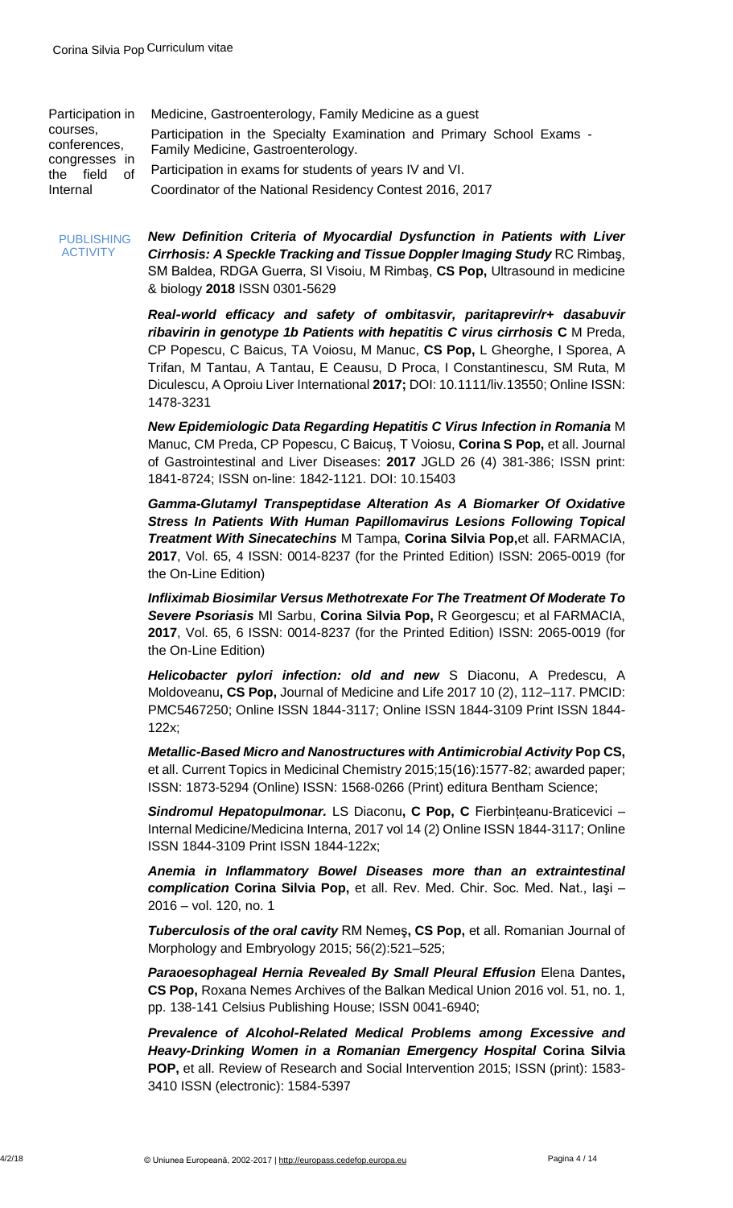| Participation in courses, conferences, congresses in the field of Internal | Medicine, Gastroenterology, Family Medicine as a guest |
| --- | --- |
| | Participation in the Specialty Examination and Primary School Exams - Family Medicine, Gastroenterology. |
| | Participation in exams for students of years IV and VI. |
| | Coordinator of the National Residency Contest 2016, 2017 |

PUBLISHING ACTIVITY

***New Definition Criteria of Myocardial Dysfunction in Patients with Liver Cirrhosis: A Speckle Tracking and Tissue Doppler Imaging Study*** RC Rimbaş, SM Baldea, RDGA Guerra, SI Visoiu, M Rimbaş, **CS Pop,** Ultrasound in medicine & biology **2018** ISSN 0301-5629

***Real-world efficacy and safety of ombitasvir, paritaprevir/r+ dasabuvir ribavirin in genotype 1b Patients with hepatitis C virus cirrhosis*** **C** M Preda, CP Popescu, C Baicus, TA Voiosu, M Manuc, **CS Pop,** L Gheorghe, I Sporea, A Trifan, M Tantau, A Tantau, E Ceausu, D Proca, I Constantinescu, SM Ruta, M Diculescu, A Oproiu Liver International **2017;** DOI: 10.1111/liv.13550; Online ISSN: 1478-3231

***New Epidemiologic Data Regarding Hepatitis C Virus Infection in Romania*** M Manuc, CM Preda, CP Popescu, C Baicuș, T Voiosu, **Corina S Pop,** et all. Journal of Gastrointestinal and Liver Diseases: **2017** JGLD 26 (4) 381-386; ISSN print: 1841-8724; ISSN on-line: 1842-1121. DOI: 10.15403

***Gamma-Glutamyl Transpeptidase Alteration As A Biomarker Of Oxidative Stress In Patients With Human Papillomavirus Lesions Following Topical Treatment With Sinecatechins*** M Tampa, **Corina Silvia Pop,**et all. FARMACIA, **2017**, Vol. 65, 4 ISSN: 0014-8237 (for the Printed Edition) ISSN: 2065-0019 (for the On-Line Edition)

***Infliximab Biosimilar Versus Methotrexate For The Treatment Of Moderate To Severe Psoriasis*** MI Sarbu, **Corina Silvia Pop,** R Georgescu; et al FARMACIA, **2017**, Vol. 65, 6 ISSN: 0014-8237 (for the Printed Edition) ISSN: 2065-0019 (for the On-Line Edition)

***Helicobacter pylori infection: old and new*** S Diaconu, A Predescu, A Moldoveanu**, CS Pop,** Journal of Medicine and Life 2017 10 (2), 112–117. PMCID: PMC5467250; Online ISSN 1844-3117; Online ISSN 1844-3109 Print ISSN 1844-122x;

***Metallic-Based Micro and Nanostructures with Antimicrobial Activity*** **Pop CS,** et all. Current Topics in Medicinal Chemistry 2015;15(16):1577-82; awarded paper; ISSN: 1873-5294 (Online) ISSN: 1568-0266 (Print) editura Bentham Science;

***Sindromul Hepatopulmonar.*** LS Diaconu**, C Pop, C** Fierbințeanu-Braticevici – Internal Medicine/Medicina Interna, 2017 vol 14 (2) Online ISSN 1844-3117; Online ISSN 1844-3109 Print ISSN 1844-122x;

***Anemia in Inflammatory Bowel Diseases more than an extraintestinal complication*** **Corina Silvia Pop,** et all. Rev. Med. Chir. Soc. Med. Nat., Iaşi – 2016 – vol. 120, no. 1

***Tuberculosis of the oral cavity*** RM Nemeş**, CS Pop,** et all. Romanian Journal of Morphology and Embryology 2015; 56(2):521–525;

***Paraoesophageal Hernia Revealed By Small Pleural Effusion*** Elena Dantes**, CS Pop,** Roxana Nemes Archives of the Balkan Medical Union 2016 vol. 51, no. 1, pp. 138-141 Celsius Publishing House; ISSN 0041-6940;

***Prevalence of Alcohol-Related Medical Problems among Excessive and Heavy-Drinking Women in a Romanian Emergency Hospital*** **Corina Silvia POP,** et all. Review of Research and Social Intervention 2015; ISSN (print): 1583-3410 ISSN (electronic): 1584-5397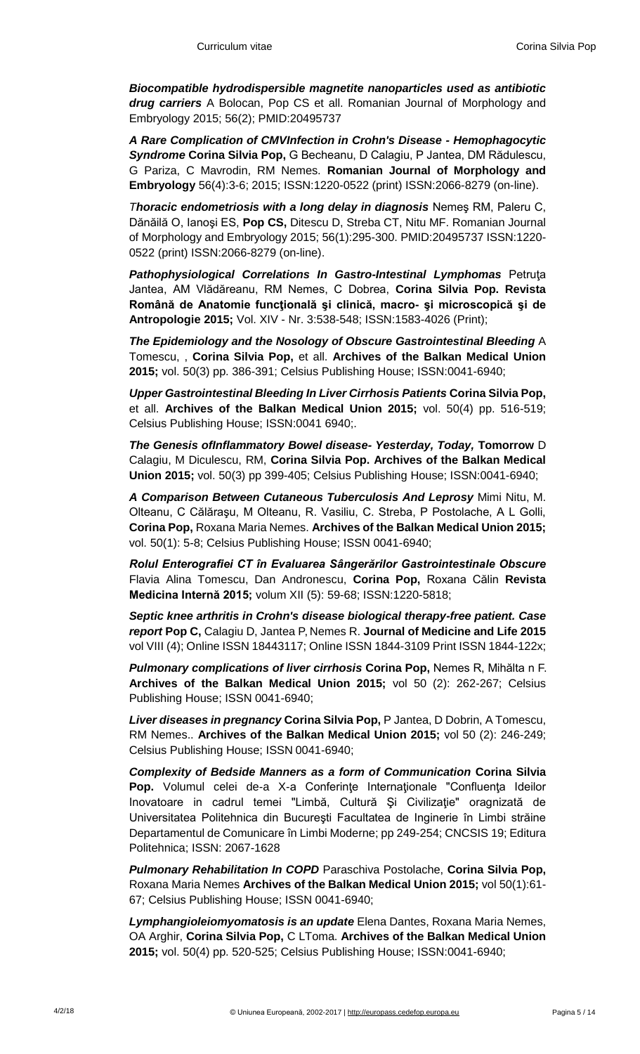***Biocompatible hydrodispersible magnetite nanoparticles used as antibiotic drug carriers*** A Bolocan, Pop CS et all. Romanian Journal of Morphology and Embryology 2015; 56(2); PMID:20495737

***A Rare Complication of CMVInfection in Crohn's Disease - Hemophagocytic Syndrome*** **Corina Silvia Pop,** G Becheanu, D Calagiu, P Jantea, DM Rădulescu, G Pariza, C Mavrodin, RM Nemes. **Romanian Journal of Morphology and Embryology** 56(4):3-6; 2015; ISSN:1220-0522 (print) ISSN:2066-8279 (on-line).

*T**horacic endometriosis with a long delay in diagnosis*** Nemeş RM, Paleru C, Dănăilă O, Ianoşi ES, **Pop CS,** Ditescu D, Streba CT, Nitu MF. Romanian Journal of Morphology and Embryology 2015; 56(1):295-300. PMID:20495737 ISSN:1220-0522 (print) ISSN:2066-8279 (on-line).

***Pathophysiological Correlations In Gastro-Intestinal Lymphomas*** Petruţa Jantea, AM Vlădăreanu, RM Nemes, C Dobrea, **Corina Silvia Pop. Revista Română de Anatomie funcţională şi clinică, macro- şi microscopică şi de Antropologie 2015;** Vol. XIV - Nr. 3:538-548; ISSN:1583-4026 (Print);

***The Epidemiology and the Nosology of Obscure Gastrointestinal Bleeding*** A Tomescu, , **Corina Silvia Pop,** et all. **Archives of the Balkan Medical Union 2015;** vol. 50(3) pp. 386-391; Celsius Publishing House; ISSN:0041-6940;

***Upper Gastrointestinal Bleeding In Liver Cirrhosis Patients*** **Corina Silvia Pop,** et all. **Archives of the Balkan Medical Union 2015;** vol. 50(4) pp. 516-519; Celsius Publishing House; ISSN:0041 6940;.

***The Genesis ofInflammatory Bowel disease- Yesterday, Today,*** **Tomorrow** D Calagiu, M Diculescu, RM, **Corina Silvia Pop. Archives of the Balkan Medical Union 2015;** vol. 50(3) pp 399-405; Celsius Publishing House; ISSN:0041-6940;

***A Comparison Between Cutaneous Tuberculosis And Leprosy*** Mimi Nitu, M. Olteanu, C Călăraşu, M Olteanu, R. Vasiliu, C. Streba, P Postolache, A L Golli, **Corina Pop,** Roxana Maria Nemes. **Archives of the Balkan Medical Union 2015;** vol. 50(1): 5-8; Celsius Publishing House; ISSN 0041-6940;

***Rolul Enterografiei CT în Evaluarea Sângerărilor Gastrointestinale Obscure*** Flavia Alina Tomescu, Dan Andronescu, **Corina Pop,** Roxana Călin **Revista Medicina Internă 2015;** volum XII (5): 59-68; ISSN:1220-5818;

***Septic knee arthritis in Crohn's disease biological therapy-free patient. Case report*** **Pop C,** Calagiu D, Jantea P, Nemes R. **Journal of Medicine and Life 2015** vol VIII (4); Online ISSN 18443117; Online ISSN 1844-3109 Print ISSN 1844-122x;

***Pulmonary complications of liver cirrhosis*** **Corina Pop,** Nemes R, Mihălta n F. **Archives of the Balkan Medical Union 2015;** vol 50 (2): 262-267; Celsius Publishing House; ISSN 0041-6940;

***Liver diseases in pregnancy*** **Corina Silvia Pop,** P Jantea, D Dobrin, A Tomescu, RM Nemes.. **Archives of the Balkan Medical Union 2015;** vol 50 (2): 246-249; Celsius Publishing House; ISSN 0041-6940;

***Complexity of Bedside Manners as a form of Communication*** **Corina Silvia Pop.** Volumul celei de-a X-a Conferinţe Internaţionale "Confluenţa Ideilor Inovatoare in cadrul temei "Limbă, Cultură Şi Civilizaţie" oragnizată de Universitatea Politehnica din Bucureşti Facultatea de Inginerie în Limbi străine Departamentul de Comunicare în Limbi Moderne; pp 249-254; CNCSIS 19; Editura Politehnica; ISSN: 2067-1628

***Pulmonary Rehabilitation In COPD*** Paraschiva Postolache, **Corina Silvia Pop,** Roxana Maria Nemes **Archives of the Balkan Medical Union 2015;** vol 50(1):61-67; Celsius Publishing House; ISSN 0041-6940;

***Lymphangioleiomyomatosis is an update*** Elena Dantes, Roxana Maria Nemes, OA Arghir, **Corina Silvia Pop,** C LToma. **Archives of the Balkan Medical Union 2015;** vol. 50(4) pp. 520-525; Celsius Publishing House; ISSN:0041-6940;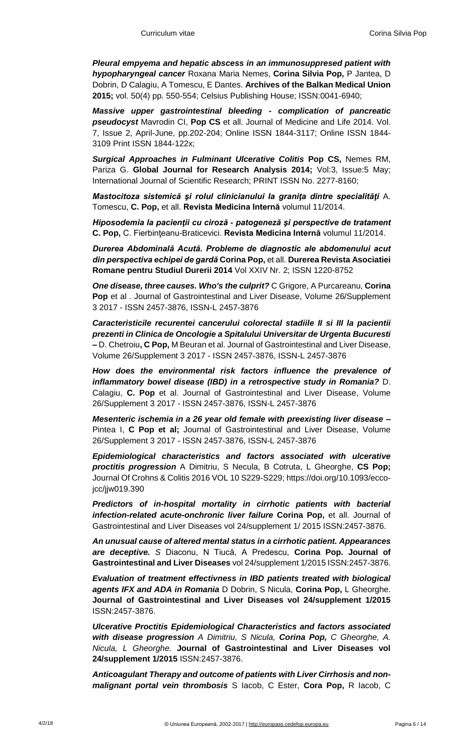***Pleural empyema and hepatic abscess in an immunosuppresed patient with hypopharyngeal cancer*** Roxana Maria Nemes, **Corina Silvia Pop,** P Jantea, D Dobrin, D Calagiu, A Tomescu, E Dantes. **Archives of the Balkan Medical Union 2015;** vol. 50(4) pp. 550-554; Celsius Publishing House; ISSN:0041-6940;

***Massive upper gastrointestinal bleeding - complication of pancreatic pseudocyst*** Mavrodin CI, **Pop CS** et all. Journal of Medicine and Life 2014. Vol. 7, Issue 2, April-June, pp.202-204; Online ISSN 1844-3117; Online ISSN 1844-3109 Print ISSN 1844-122x;

***Surgical Approaches in Fulminant Ulcerative Colitis*** **Pop CS,** Nemes RM, Pariza G. **Global Journal for Research Analysis 2014;** Vol:3, Issue:5 May; International Journal of Scientific Research; PRINT ISSN No. 2277-8160;

***Mastocitoza sistemică şi rolul clinicianului la graniţa dintre specialităţi*** A. Tomescu, **C. Pop,** et all. **Revista Medicina Internă** volumul 11/2014.

***Hiposodemia la pacienţii cu ciroză - patogeneză şi perspective de tratament*** **C. Pop,** C. Fierbinţeanu-Braticevici. **Revista Medicina Internă** volumul 11/2014.

***Durerea Abdominală Acută. Probleme de diagnostic ale abdomenului acut din perspectiva echipei de gardă*** **Corina Pop,** et all. **Durerea Revista Asociatiei Romane pentru Studiul Durerii 2014** Vol XXIV Nr. 2; ISSN 1220-8752

***One disease, three causes. Who's the culprit?*** C Grigore, A Purcareanu, **Corina Pop** et al . Journal of Gastrointestinal and Liver Disease, Volume 26/Supplement 3 2017 - ISSN 2457-3876, ISSN-L 2457-3876

***Caracteristicile recurentei cancerului colorectal stadiile II si III la pacientii prezenti in Clinica de Oncologie a Spitalului Universitar de Urgenta Bucuresti*** **–** D. Chetroiu**, C Pop,** M Beuran et al. Journal of Gastrointestinal and Liver Disease, Volume 26/Supplement 3 2017 - ISSN 2457-3876, ISSN-L 2457-3876

***How does the environmental risk factors influence the prevalence of inflammatory bowel disease (IBD) in a retrospective study in Romania?*** D. Calagiu, **C. Pop** et al. Journal of Gastrointestinal and Liver Disease, Volume 26/Supplement 3 2017 - ISSN 2457-3876, ISSN-L 2457-3876

***Mesenteric ischemia in a 26 year old female with preexisting liver disease –*** Pintea I, **C Pop et al;** Journal of Gastrointestinal and Liver Disease, Volume 26/Supplement 3 2017 - ISSN 2457-3876, ISSN-L 2457-3876

***Epidemiological characteristics and factors associated with ulcerative proctitis progression*** A Dimitriu, S Necula, B Cotruta, L Gheorghe, **CS Pop;** Journal Of Crohns & Colitis 2016 VOL 10 S229-S229; https://doi.org/10.1093/ecco-jcc/jjw019.390

***Predictors of in-hospital mortality in cirrhotic patients with bacterial infection-related acute-onchronic liver failure*** **Corina Pop,** et all. Journal of Gastrointestinal and Liver Diseases vol 24/supplement 1/ 2015 ISSN:2457-3876.

***An unusual cause of altered mental status in a cirrhotic patient. Appearances are deceptive.*** *S* Diaconu, N Tiucă, A Predescu, **Corina Pop. Journal of Gastrointestinal and Liver Diseases** vol 24/supplement 1/2015 ISSN:2457-3876.

***Evaluation of treatment effectivness in IBD patients treated with biological agents IFX and ADA in Romania*** D Dobrin, S Nicula, **Corina Pop,** L Gheorghe. **Journal of Gastrointestinal and Liver Diseases vol 24/supplement 1/2015** ISSN:2457-3876.

***Ulcerative Proctitis Epidemiological Characteristics and factors associated with disease progression*** *A Dimitriu, S Nicula,* ***Corina Pop,*** *C Gheorghe, A. Nicula, L Gheorghe.* **Journal of Gastrointestinal and Liver Diseases vol 24/supplement 1/2015** ISSN:2457-3876.

***Anticoagulant Therapy and outcome of patients with Liver Cirrhosis and non-malignant portal vein thrombosis*** S Iacob, C Ester, **Cora Pop,** R Iacob, C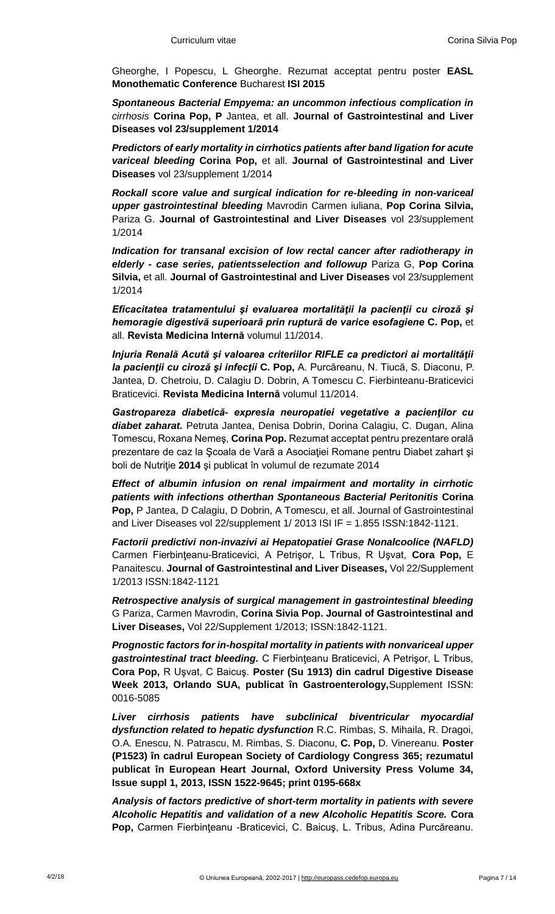Gheorghe, I Popescu, L Gheorghe. Rezumat acceptat pentru poster **EASL Monothematic Conference** Bucharest **ISI 2015**

***Spontaneous Bacterial Empyema: an uncommon infectious complication in*** *cirrhosis* **Corina Pop, P** Jantea, et all. **Journal of Gastrointestinal and Liver Diseases vol 23/supplement 1/2014**

***Predictors of early mortality in cirrhotics patients after band ligation for acute variceal bleeding*** **Corina Pop,** et all. **Journal of Gastrointestinal and Liver Diseases** vol 23/supplement 1/2014

***Rockall score value and surgical indication for re-bleeding in non-variceal upper gastrointestinal bleeding*** Mavrodin Carmen iuliana, **Pop Corina Silvia,** Pariza G. **Journal of Gastrointestinal and Liver Diseases** vol 23/supplement 1/2014

***Indication for transanal excision of low rectal cancer after radiotherapy in elderly - case series, patientsselection and followup*** Pariza G, **Pop Corina Silvia,** et all. **Journal of Gastrointestinal and Liver Diseases** vol 23/supplement 1/2014

***Eficacitatea tratamentului şi evaluarea mortalităţii la pacienţii cu ciroză şi hemoragie digestivă superioară prin ruptură de varice esofagiene*** **C. Pop,** et all. **Revista Medicina Internă** volumul 11/2014.

***Injuria Renală Acută şi valoarea criteriilor RIFLE ca predictori ai mortalităţii la pacienţii cu ciroză şi infecţii*** **C. Pop,** A. Purcăreanu, N. Tiucă, S. Diaconu, P. Jantea, D. Chetroiu, D. Calagiu D. Dobrin, A Tomescu C. Fierbinteanu-Braticevici Braticevici. **Revista Medicina Internă** volumul 11/2014.

***Gastropareza diabetică- expresia neuropatiei vegetative a pacienţilor cu diabet zaharat.*** Petruta Jantea, Denisa Dobrin, Dorina Calagiu, C. Dugan, Alina Tomescu, Roxana Nemeş, **Corina Pop.** Rezumat acceptat pentru prezentare orală prezentare de caz la Şcoala de Vară a Asociaţiei Romane pentru Diabet zahart şi boli de Nutriţie **2014** şi publicat în volumul de rezumate 2014

***Effect of albumin infusion on renal impairment and mortality in cirrhotic patients with infections otherthan Spontaneous Bacterial Peritonitis*** **Corina Pop,** P Jantea, D Calagiu, D Dobrin, A Tomescu, et all. Journal of Gastrointestinal and Liver Diseases vol 22/supplement 1/ 2013 ISI IF = 1.855 ISSN:1842-1121.

***Factorii predictivi non-invazivi ai Hepatopatiei Grase Nonalcoolice (NAFLD)*** Carmen Fierbinţeanu-Braticevici, A Petrişor, L Tribus, R Uşvat, **Cora Pop,** E Panaitescu. **Journal of Gastrointestinal and Liver Diseases,** Vol 22/Supplement 1/2013 ISSN:1842-1121

***Retrospective analysis of surgical management in gastrointestinal bleeding*** G Pariza, Carmen Mavrodin, **Corina Sivia Pop. Journal of Gastrointestinal and Liver Diseases,** Vol 22/Supplement 1/2013; ISSN:1842-1121.

***Prognostic factors for in-hospital mortality in patients with nonvariceal upper gastrointestinal tract bleeding.*** C Fierbinţeanu Braticevici, A Petrişor, L Tribus, **Cora Pop,** R Uşvat, C Baicuş. **Poster (Su 1913) din cadrul Digestive Disease Week 2013, Orlando SUA, publicat în Gastroenterology,**Supplement ISSN: 0016-5085

***Liver cirrhosis patients have subclinical biventricular myocardial dysfunction related to hepatic dysfunction*** R.C. Rimbas, S. Mihaila, R. Dragoi, O.A. Enescu, N. Patrascu, M. Rimbas, S. Diaconu, **C. Pop,** D. Vinereanu. **Poster (P1523) în cadrul European Society of Cardiology Congress 365; rezumatul publicat în European Heart Journal, Oxford University Press Volume 34, Issue suppl 1, 2013, ISSN 1522-9645; print 0195-668x**

***Analysis of factors predictive of short-term mortality in patients with severe Alcoholic Hepatitis and validation of a new Alcoholic Hepatitis Score.*** **Cora Pop,** Carmen Fierbinţeanu -Braticevici, C. Baicuş, L. Tribus, Adina Purcăreanu.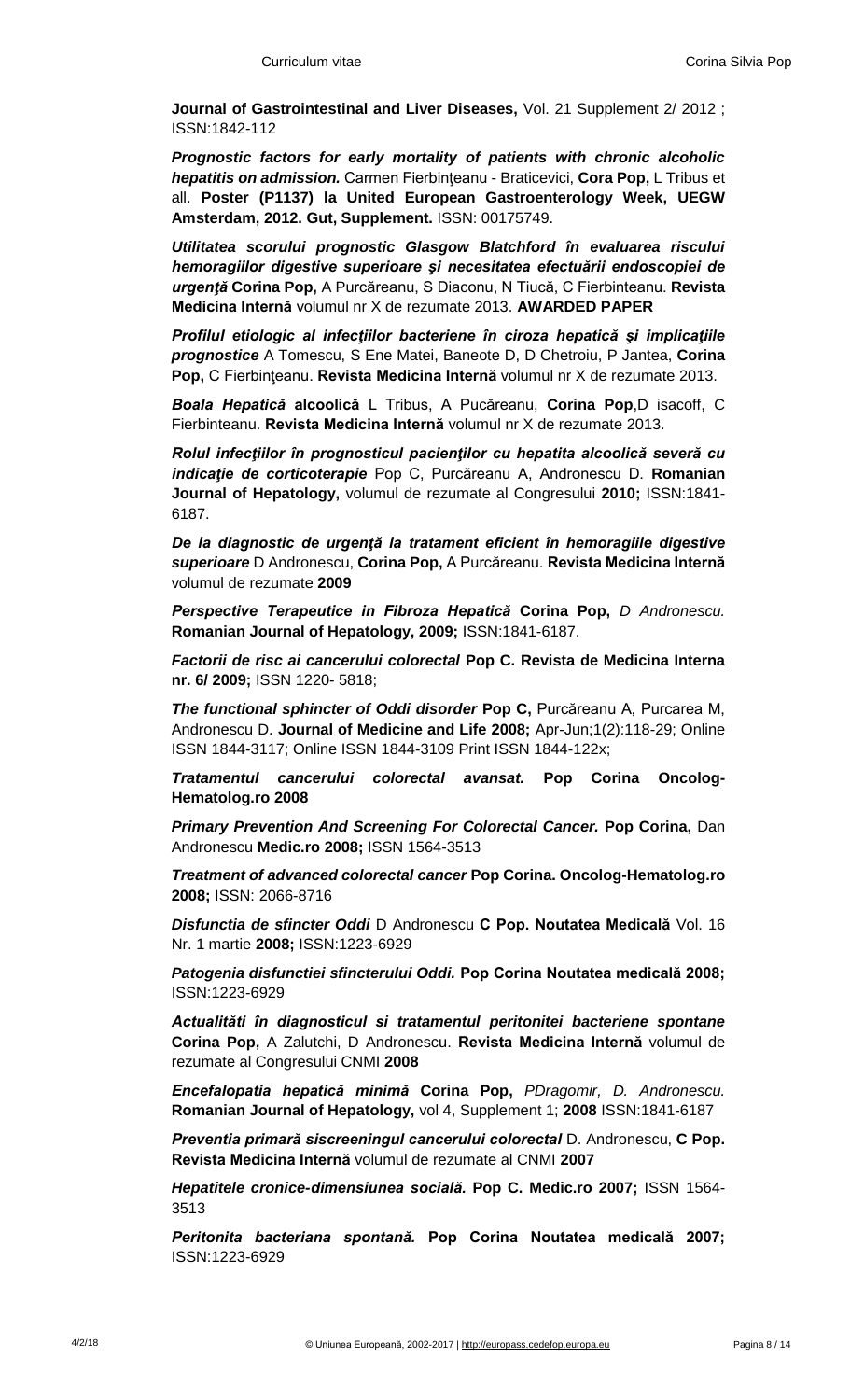**Journal of Gastrointestinal and Liver Diseases,** Vol. 21 Supplement 2/ 2012 ; ISSN:1842-112

***Prognostic factors for early mortality of patients with chronic alcoholic hepatitis on admission.*** Carmen Fierbinţeanu - Braticevici, **Cora Pop,** L Tribus et all. **Poster (P1137) la United European Gastroenterology Week, UEGW Amsterdam, 2012. Gut, Supplement.** ISSN: 00175749.

***Utilitatea scorului prognostic Glasgow Blatchford în evaluarea riscului hemoragiilor digestive superioare şi necesitatea efectuării endoscopiei de urgenţă*** **Corina Pop,** A Purcăreanu, S Diaconu, N Tiucă, C Fierbinteanu. **Revista Medicina Internă** volumul nr X de rezumate 2013. **AWARDED PAPER**

***Profilul etiologic al infecţiilor bacteriene în ciroza hepatică şi implicaţiile prognostice*** A Tomescu, S Ene Matei, Baneote D, D Chetroiu, P Jantea, **Corina Pop,** C Fierbinţeanu. **Revista Medicina Internă** volumul nr X de rezumate 2013.

***Boala Hepatică*** **alcoolică** L Tribus, A Pucăreanu, **Corina Pop**,D isacoff, C Fierbinteanu. **Revista Medicina Internă** volumul nr X de rezumate 2013.

***Rolul infecţiilor în prognosticul pacienţilor cu hepatita alcoolică severă cu indicaţie de corticoterapie*** Pop C, Purcăreanu A, Andronescu D. **Romanian Journal of Hepatology,** volumul de rezumate al Congresului **2010;** ISSN:1841-6187.

***De la diagnostic de urgenţă la tratament eficient în hemoragiile digestive superioare*** D Andronescu, **Corina Pop,** A Purcăreanu. **Revista Medicina Internă** volumul de rezumate **2009**

***Perspective Terapeutice in Fibroza Hepatică*** **Corina Pop,** *D Andronescu.* **Romanian Journal of Hepatology, 2009;** ISSN:1841-6187.

***Factorii de risc ai cancerului colorectal*** **Pop C. Revista de Medicina Interna nr. 6/ 2009;** ISSN 1220- 5818;

***The functional sphincter of Oddi disorder*** **Pop C,** Purcăreanu A, Purcarea M, Andronescu D. **Journal of Medicine and Life 2008;** Apr-Jun;1(2):118-29; Online ISSN 1844-3117; Online ISSN 1844-3109 Print ISSN 1844-122x;

***Tratamentul cancerului colorectal avansat.*** **Pop Corina Oncolog-Hematolog.ro 2008**

***Primary Prevention And Screening For Colorectal Cancer.*** **Pop Corina,** Dan Andronescu **Medic.ro 2008;** ISSN 1564-3513

***Treatment of advanced colorectal cancer*** **Pop Corina. Oncolog-Hematolog.ro 2008;** ISSN: 2066-8716

***Disfunctia de sfincter Oddi*** D Andronescu **C Pop. Noutatea Medicală** Vol. 16 Nr. 1 martie **2008;** ISSN:1223-6929

***Patogenia disfunctiei sfincterului Oddi.*** **Pop Corina Noutatea medicală 2008;** ISSN:1223-6929

***Actualităti în diagnosticul si tratamentul peritonitei bacteriene spontane*** **Corina Pop,** A Zalutchi, D Andronescu. **Revista Medicina Internă** volumul de rezumate al Congresului CNMI **2008**

***Encefalopatia hepatică minimă*** **Corina Pop,** *PDragomir, D. Andronescu.* **Romanian Journal of Hepatology,** vol 4, Supplement 1; **2008** ISSN:1841-6187

***Preventia primară siscreeningul cancerului colorectal*** D. Andronescu, **C Pop. Revista Medicina Internă** volumul de rezumate al CNMI **2007**

***Hepatitele cronice-dimensiunea socială.*** **Pop C. Medic.ro 2007;** ISSN 1564-3513

***Peritonita bacteriana spontană.*** **Pop Corina Noutatea medicală 2007;** ISSN:1223-6929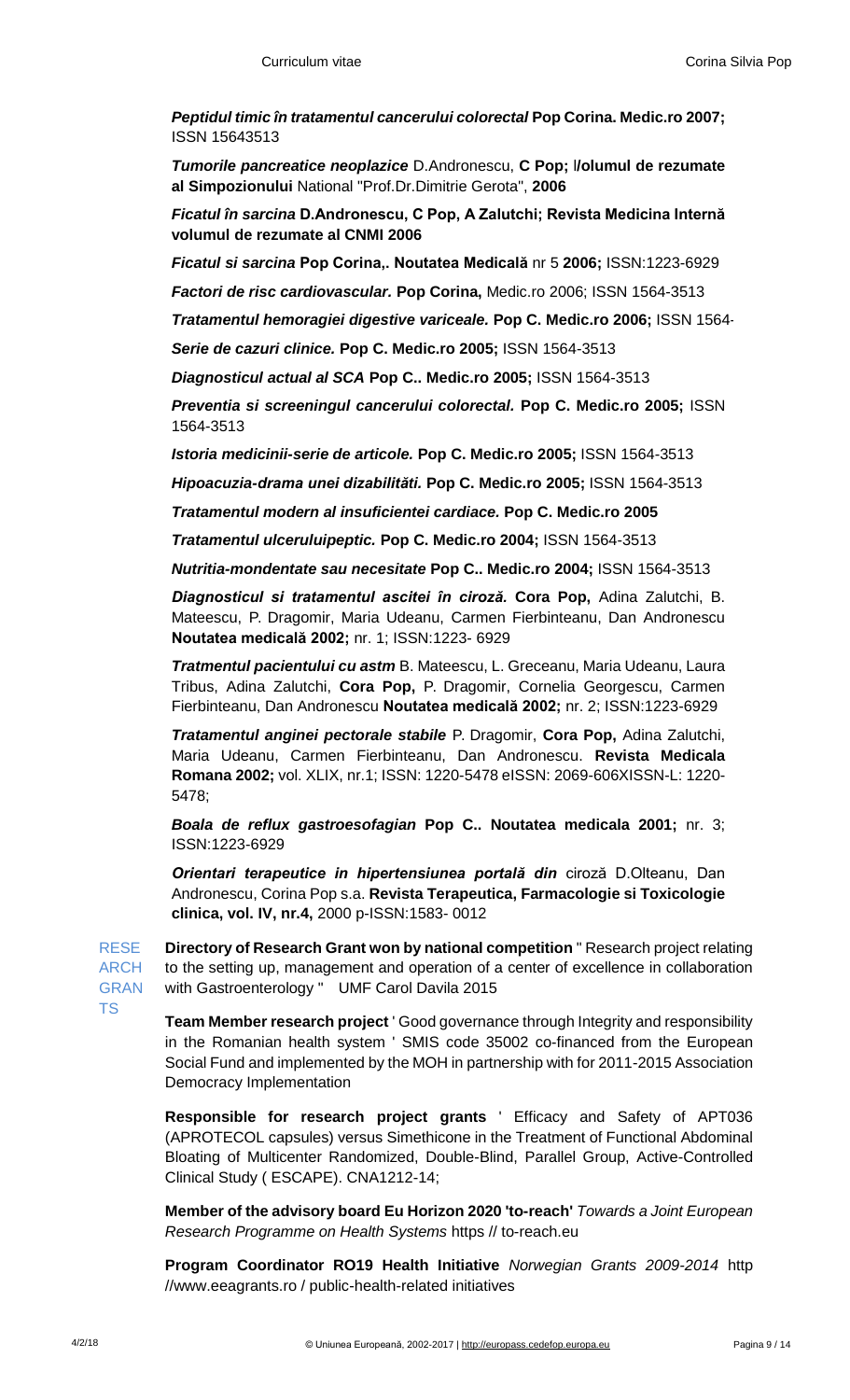***Peptidul timic în tratamentul cancerului colorectal*** **Pop Corina. Medic.ro 2007;** ISSN 15643513

***Tumorile pancreatice neoplazice*** D.Andronescu, **C Pop; Volumul de rezumate al Simpozionului** National "Prof.Dr.Dimitrie Gerota", **2006**

***Ficatul în sarcina*** **D.Andronescu, C Pop, A Zalutchi; Revista Medicina Internă volumul de rezumate al CNMI 2006**

***Ficatul si sarcina*** **Pop Corina,. Noutatea Medicală** nr 5 **2006;** ISSN:1223-6929

***Factori de risc cardiovascular.*** **Pop Corina,** Medic.ro 2006; ISSN 1564-3513

***Tratamentul hemoragiei digestive variceale.*** **Pop C. Medic.ro 2006;** ISSN 1564-

***Serie de cazuri clinice.*** **Pop C. Medic.ro 2005;** ISSN 1564-3513

***Diagnosticul actual al SCA*** **Pop C.. Medic.ro 2005;** ISSN 1564-3513

***Preventia si screeningul cancerului colorectal.*** **Pop C. Medic.ro 2005;** ISSN 1564-3513

***Istoria medicinii-serie de articole.*** **Pop C. Medic.ro 2005;** ISSN 1564-3513

***Hipoacuzia-drama unei dizabilităti.*** **Pop C. Medic.ro 2005;** ISSN 1564-3513

***Tratamentul modern al insuficientei cardiace.*** **Pop C. Medic.ro 2005**

***Tratamentul ulceruluipeptic.*** **Pop C. Medic.ro 2004;** ISSN 1564-3513

***Nutritia-mondentate sau necesitate*** **Pop C.. Medic.ro 2004;** ISSN 1564-3513

***Diagnosticul si tratamentul ascitei în ciroză.*** **Cora Pop,** Adina Zalutchi, B. Mateescu, P. Dragomir, Maria Udeanu, Carmen Fierbinteanu, Dan Andronescu **Noutatea medicală 2002;** nr. 1; ISSN:1223- 6929

***Tratmentul pacientului cu astm*** B. Mateescu, L. Greceanu, Maria Udeanu, Laura Tribus, Adina Zalutchi, **Cora Pop,** P. Dragomir, Cornelia Georgescu, Carmen Fierbinteanu, Dan Andronescu **Noutatea medicală 2002;** nr. 2; ISSN:1223-6929

***Tratamentul anginei pectorale stabile*** P. Dragomir, **Cora Pop,** Adina Zalutchi, Maria Udeanu, Carmen Fierbinteanu, Dan Andronescu. **Revista Medicala Romana 2002;** vol. XLIX, nr.1; ISSN: 1220-5478 eISSN: 2069-606XISSN-L: 1220-5478;

***Boala de reflux gastroesofagian*** **Pop C.. Noutatea medicala 2001;** nr. 3; ISSN:1223-6929

***Orientari terapeutice in hipertensiunea portală din*** ciroză D.Olteanu, Dan Andronescu, Corina Pop s.a. **Revista Terapeutica, Farmacologie si Toxicologie clinica, vol. IV, nr.4,** 2000 p-ISSN:1583- 0012

RESEARCH GRANTS

**Directory of Research Grant won by national competition** " Research project relating to the setting up, management and operation of a center of excellence in collaboration with Gastroenterology " UMF Carol Davila 2015

**Team Member research project** ' Good governance through Integrity and responsibility in the Romanian health system ' SMIS code 35002 co-financed from the European Social Fund and implemented by the MOH in partnership with for 2011-2015 Association Democracy Implementation

**Responsible for research project grants** ' Efficacy and Safety of APT036 (APROTECOL capsules) versus Simethicone in the Treatment of Functional Abdominal Bloating of Multicenter Randomized, Double-Blind, Parallel Group, Active-Controlled Clinical Study ( ESCAPE). CNA1212-14;

**Member of the advisory board Eu Horizon 2020 'to-reach'** *Towards a Joint European Research Programme on Health Systems* https // to-reach.eu

**Program Coordinator RO19 Health Initiative** *Norwegian Grants 2009-2014* http //www.eeagrants.ro / public-health-related initiatives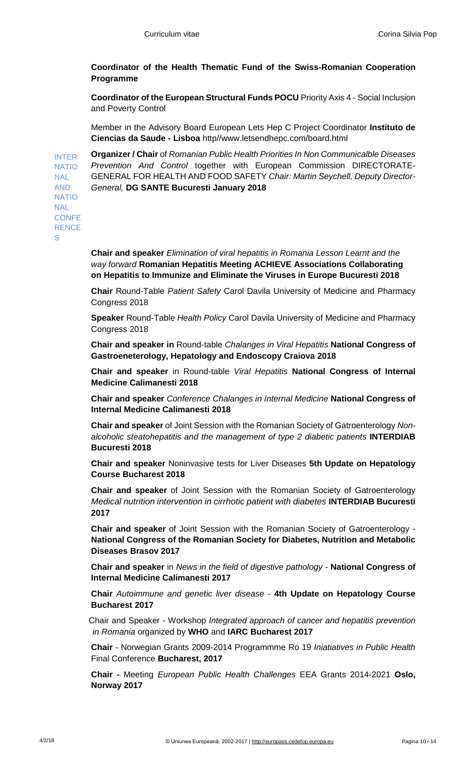**Coordinator of the Health Thematic Fund of the Swiss-Romanian Cooperation Programme**

**Coordinator of the European Structural Funds POCU** Priority Axis 4 - Social Inclusion and Poverty Control

Member in the Advisory Board European Lets Hep C Project Coordinator **Instituto de Ciencias da Saude - Lisboa** http//www.letsendhepc.com/board.html

INTERNATIONAL AND NATIONAL CONFERENCES

**Organizer / Chair** of *Romanian Public Health Priorities In Non Communicalble Diseases Prevention And Control* together with European Commission DIRECTORATE-GENERAL FOR HEALTH AND FOOD SAFETY *Chair: Martin Seychell, Deputy Director-General,* **DG SANTE Bucuresti January 2018**

**Chair and speaker** *Elimination of viral hepatitis in Romania Lesson Learnt and the way forward* **Romanian Hepatitis Meeting ACHIEVE Associations Collaborating on Hepatitis to Immunize and Eliminate the Viruses in Europe Bucuresti 2018**

**Chair** Round-Table *Patient Safety* Carol Davila University of Medicine and Pharmacy Congress 2018

**Speaker** Round-Table *Health Policy* Carol Davila University of Medicine and Pharmacy Congress 2018

**Chair and speaker in** Round-table *Chalanges in Viral Hepatitis* **National Congress of Gastroeneterology, Hepatology and Endoscopy Craiova 2018**

**Chair and speaker** in Round-table *Viral Hepatitis* **National Congress of Internal Medicine Calimanesti 2018**

**Chair and speaker** *Conference Chalanges in Internal Medicine* **National Congress of Internal Medicine Calimanesti 2018**

**Chair and speaker** of Joint Session with the Romanian Society of Gatroenterology *Non-alcoholic steatohepatitis and the management of type 2 diabetic patients* **INTERDIAB Bucuresti 2018**

**Chair and speaker** Noninvasive tests for Liver Diseases **5th Update on Hepatology Course Bucharest 2018**

**Chair and speaker** of Joint Session with the Romanian Society of Gatroenterology *Medical nutrition intervention in cirrhotic patient with diabetes* **INTERDIAB Bucuresti 2017**

**Chair and speaker** of Joint Session with the Romanian Society of Gatroenterology - **National Congress of the Romanian Society for Diabetes, Nutrition and Metabolic Diseases Brasov 2017**

**Chair and speaker** in *News in the field of digestive pathology* - **National Congress of Internal Medicine Calimanesti 2017**

**Chair** *Autoimmune and genetic liver disease* - **4th Update on Hepatology Course Bucharest 2017**

Chair and Speaker - Workshop *Integrated approach of cancer and hepatitis prevention in Romania* organized by **WHO** and **IARC Bucharest 2017**

**Chair** - Norwegian Grants 2009-2014 Programmme Ro 19 *Iniatiatives in Public Health* Final Conference **Bucharest, 2017**

**Chair -** Meeting *European Public Health Challenges* EEA Grants 2014-2021 **Oslo, Norway 2017**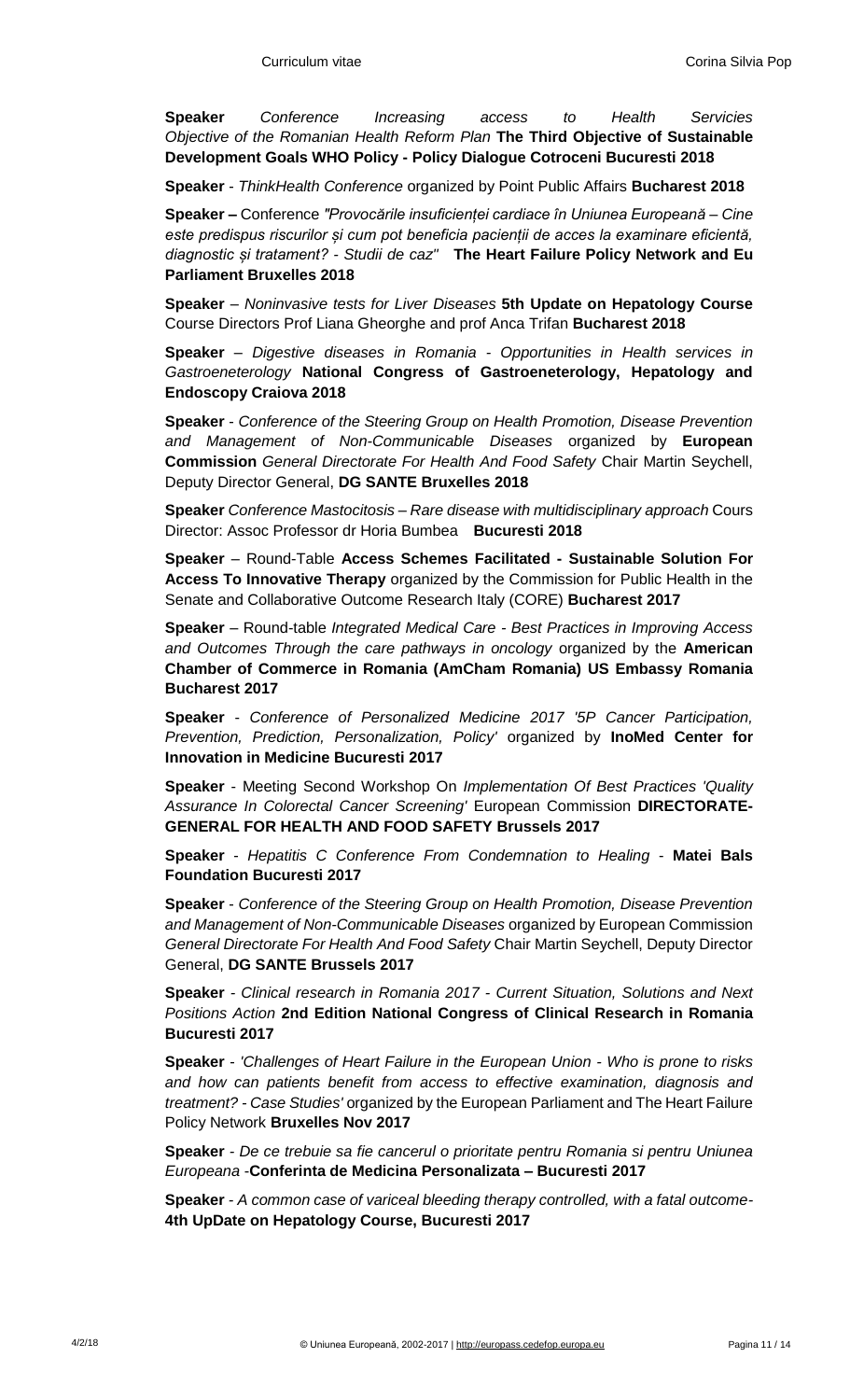**Speaker** *Conference Increasing access to Health Servicies Objective of the Romanian Health Reform Plan* **The Third Objective of Sustainable Development Goals WHO Policy - Policy Dialogue Cotroceni Bucuresti 2018**

**Speaker** - *ThinkHealth Conference* organized by Point Public Affairs **Bucharest 2018**

**Speaker –** Conference *"Provocările insuficienței cardiace în Uniunea Europeană – Cine este predispus riscurilor și cum pot beneficia pacienții de acces la examinare eficientă, diagnostic și tratament? - Studii de caz"* **The Heart Failure Policy Network and Eu Parliament Bruxelles 2018**

**Speaker** – *Noninvasive tests for Liver Diseases* **5th Update on Hepatology Course** Course Directors Prof Liana Gheorghe and prof Anca Trifan **Bucharest 2018**

**Speaker** – *Digestive diseases in Romania - Opportunities in Health services in Gastroeneterology* **National Congress of Gastroeneterology, Hepatology and Endoscopy Craiova 2018**

**Speaker** - *Conference of the Steering Group on Health Promotion, Disease Prevention and Management of Non-Communicable Diseases* organized by **European Commission** *General Directorate For Health And Food Safety* Chair Martin Seychell, Deputy Director General, **DG SANTE Bruxelles 2018**

**Speaker** *Conference Mastocitosis – Rare disease with multidisciplinary approach* Cours Director: Assoc Professor dr Horia Bumbea **Bucuresti 2018**

**Speaker** – Round-Table **Access Schemes Facilitated - Sustainable Solution For Access To Innovative Therapy** organized by the Commission for Public Health in the Senate and Collaborative Outcome Research Italy (CORE) **Bucharest 2017**

**Speaker** – Round-table *Integrated Medical Care - Best Practices in Improving Access and Outcomes Through the care pathways in oncology* organized by the **American Chamber of Commerce in Romania (AmCham Romania) US Embassy Romania Bucharest 2017**

**Speaker** - *Conference of Personalized Medicine 2017 '5P Cancer Participation, Prevention, Prediction, Personalization, Policy'* organized by **InoMed Center for Innovation in Medicine Bucuresti 2017**

**Speaker** - Meeting Second Workshop On *Implementation Of Best Practices 'Quality Assurance In Colorectal Cancer Screening'* European Commission **DIRECTORATE-GENERAL FOR HEALTH AND FOOD SAFETY Brussels 2017**

**Speaker** - *Hepatitis C Conference From Condemnation to Healing* - **Matei Bals Foundation Bucuresti 2017**

**Speaker** - *Conference of the Steering Group on Health Promotion, Disease Prevention and Management of Non-Communicable Diseases* organized by European Commission *General Directorate For Health And Food Safety* Chair Martin Seychell, Deputy Director General, **DG SANTE Brussels 2017**

**Speaker** - *Clinical research in Romania 2017 - Current Situation, Solutions and Next Positions Action* **2nd Edition National Congress of Clinical Research in Romania Bucuresti 2017**

**Speaker** - *'Challenges of Heart Failure in the European Union - Who is prone to risks and how can patients benefit from access to effective examination, diagnosis and treatment? - Case Studies'* organized by the European Parliament and The Heart Failure Policy Network **Bruxelles Nov 2017**

**Speaker** - *De ce trebuie sa fie cancerul o prioritate pentru Romania si pentru Uniunea Europeana* -**Conferinta de Medicina Personalizata – Bucuresti 2017**

**Speaker** - *A common case of variceal bleeding therapy controlled, with a fatal outcome*- **4th UpDate on Hepatology Course, Bucuresti 2017**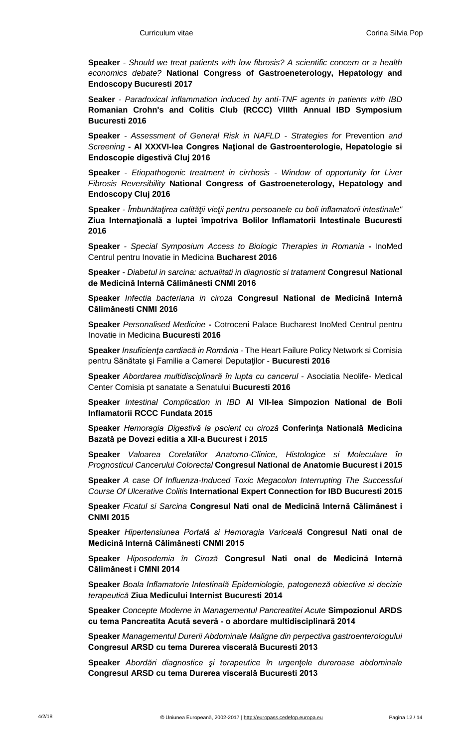**Speaker** - *Should we treat patients with low fibrosis? A scientific concern or a health economics debate?* **National Congress of Gastroeneterology, Hepatology and Endoscopy Bucuresti 2017**

**Seaker** - *Paradoxical inflammation induced by anti-TNF agents in patients with IBD* **Romanian Crohn's and Colitis Club (RCCC) VIIIth Annual IBD Symposium Bucuresti 2016**

**Speaker** - *Assessment of General Risk in NAFLD - Strategies for* Prevention *and Screening* **- Al XXXVI-lea Congres Naţional de Gastroenterologie, Hepatologie si Endoscopie digestivă Cluj 2016**

**Speaker** - *Etiopathogenic treatment in cirrhosis - Window of opportunity for Liver Fibrosis Reversibility* **National Congress of Gastroeneterology, Hepatology and Endoscopy Cluj 2016**

**Speaker** - *Îmbunătaţirea calităţii vieţii pentru persoanele cu boli inflamatorii intestinale"* **Ziua Internaţională a luptei împotriva Bolilor Inflamatorii Intestinale Bucuresti 2016**

**Speaker** - *Special Symposium Access to Biologic Therapies in Romania* **-** InoMed Centrul pentru Inovatie in Medicina **Bucharest 2016**

**Speaker** - *Diabetul in sarcina: actualitati in diagnostic si tratament* **Congresul National de Medicină Internă Călimănesti CNMI 2016**

**Speaker** *Infectia bacteriana in ciroza* **Congresul National de Medicină Internă Călimănesti CNMI 2016**

**Speaker** *Personalised Medicine* **-** Cotroceni Palace Bucharest InoMed Centrul pentru Inovatie in Medicina **Bucuresti 2016**

**Speaker** *Insuficienţa cardiacă in România* - The Heart Failure Policy Network si Comisia pentru Sănătate şi Familie a Camerei Deputaţilor - **Bucuresti 2016**

**Speaker** *Abordarea multidisciplinară în lupta cu cancerul* - Asociatia Neolife- Medical Center Comisia pt sanatate a Senatului **Bucuresti 2016**

**Speaker** *Intestinal Complication in IBD* **Al VII-lea Simpozion National de Boli Inflamatorii RCCC Fundata 2015**

**Speaker** *Hemoragia Digestivă la pacient cu ciroză* **Conferinţa Natională Medicina Bazată pe Dovezi editia a XII-a Bucurest i 2015**

**Speaker** *Valoarea Corelatiilor Anatomo-Clinice, Histologice si Moleculare în Prognosticul Cancerului Colorectal* **Congresul National de Anatomie Bucurest i 2015**

**Speaker** *A case Of Influenza-Induced Toxic Megacolon Interrupting The Successful Course Of Ulcerative Colitis* **International Expert Connection for IBD Bucuresti 2015**

**Speaker** *Ficatul si Sarcina* **Congresul Nati onal de Medicină Internă Călimănest i CNMI 2015**

**Speaker** *Hipertensiunea Portală si Hemoragia Variceală* **Congresul Nati onal de Medicină Internă Călimănesti CNMI 2015**

**Speaker** *Hiposodemia în Ciroză* **Congresul Nati onal de Medicină Internă Călimănest i CMNI 2014**

**Speaker** *Boala Inflamatorie Intestinală Epidemiologie, patogeneză obiective si decizie terapeutică* **Ziua Medicului Internist Bucuresti 2014**

**Speaker** *Concepte Moderne in Managementul Pancreatitei Acute* **Simpozionul ARDS cu tema Pancreatita Acută severă - o abordare multidisciplinară 2014**

**Speaker** *Managementul Durerii Abdominale Maligne din perpectiva gastroenterologului* **Congresul ARSD cu tema Durerea viscerală Bucuresti 2013**

**Speaker** *Abordări diagnostice şi terapeutice în urgenţele dureroase abdominale* **Congresul ARSD cu tema Durerea viscerală Bucuresti 2013**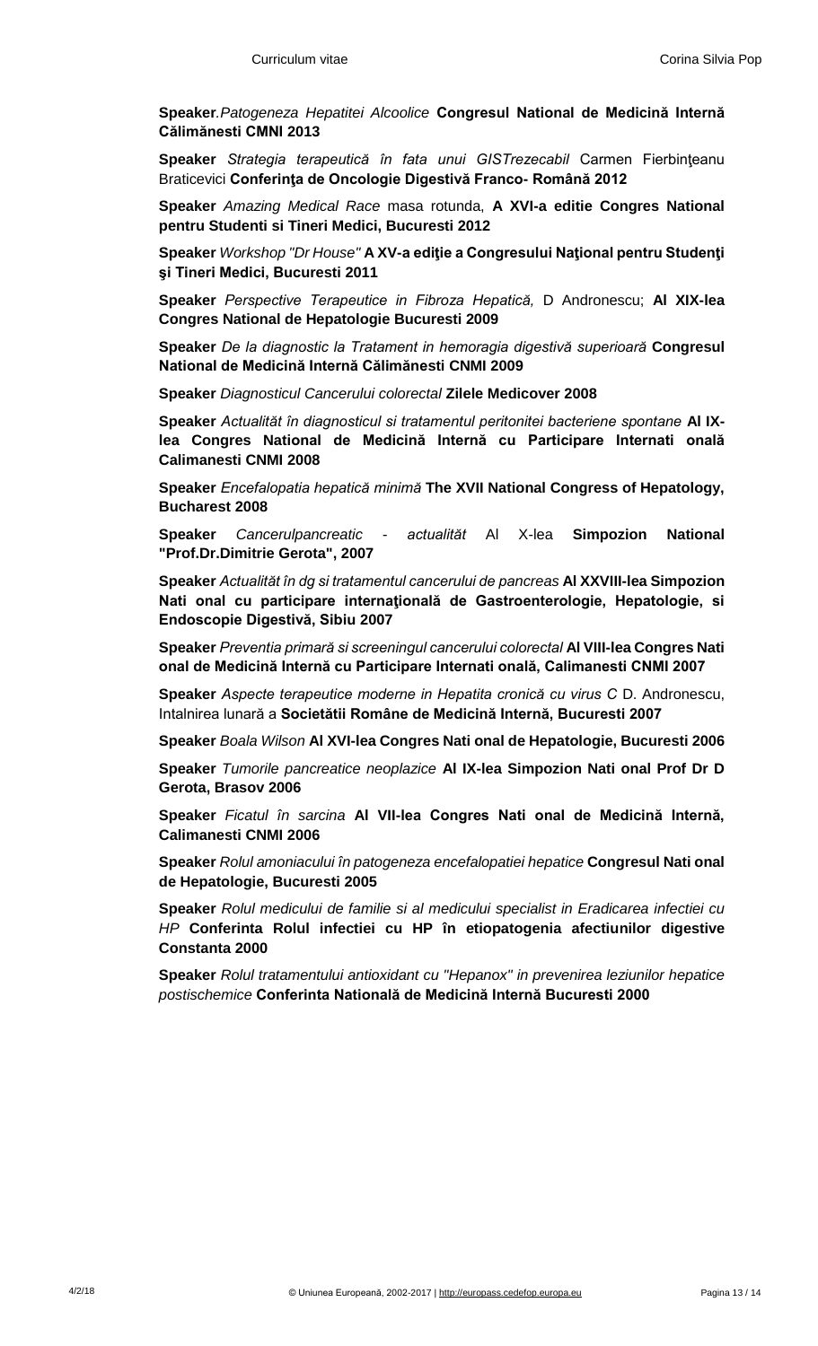**Speaker**.*Patogeneza Hepatitei Alcoolice* **Congresul National de Medicină Internă Călimănesti CMNI 2013**

**Speaker** *Strategia terapeutică în fata unui GISTrezecabil* Carmen Fierbinţeanu Braticevici **Conferinţa de Oncologie Digestivă Franco- Română 2012**

**Speaker** *Amazing Medical Race* masa rotunda, **A XVI-a editie Congres National pentru Studenti si Tineri Medici, Bucuresti 2012**

**Speaker** *Workshop "Dr House"* **A XV-a ediţie a Congresului Naţional pentru Studenţi şi Tineri Medici, Bucuresti 2011**

**Speaker** *Perspective Terapeutice in Fibroza Hepatică,* D Andronescu; **Al XIX-lea Congres National de Hepatologie Bucuresti 2009**

**Speaker** *De la diagnostic la Tratament in hemoragia digestivă superioară* **Congresul National de Medicină Internă Călimănesti CNMI 2009**

**Speaker** *Diagnosticul Cancerului colorectal* **Zilele Medicover 2008**

**Speaker** *Actualităt în diagnosticul si tratamentul peritonitei bacteriene spontane* **Al IX-lea Congres National de Medicină Internă cu Participare Internati onală Calimanesti CNMI 2008**

**Speaker** *Encefalopatia hepatică minimă* **The XVII National Congress of Hepatology, Bucharest 2008**

**Speaker** *Cancerulpancreatic - actualităt* Al X-lea **Simpozion National "Prof.Dr.Dimitrie Gerota", 2007**

**Speaker** *Actualităt în dg si tratamentul cancerului de pancreas* **Al XXVIII-lea Simpozion Nati onal cu participare internaţională de Gastroenterologie, Hepatologie, si Endoscopie Digestivă, Sibiu 2007**

**Speaker** *Preventia primară si screeningul cancerului colorectal* **Al VIII-lea Congres Nati onal de Medicină Internă cu Participare Internati onală, Calimanesti CNMI 2007**

**Speaker** *Aspecte terapeutice moderne in Hepatita cronică cu virus C* D. Andronescu, Intalnirea lunară a **Societătii Române de Medicină Internă, Bucuresti 2007**

**Speaker** *Boala Wilson* **Al XVI-lea Congres Nati onal de Hepatologie, Bucuresti 2006**

**Speaker** *Tumorile pancreatice neoplazice* **Al IX-lea Simpozion Nati onal Prof Dr D Gerota, Brasov 2006**

**Speaker** *Ficatul în sarcina* **Al VII-lea Congres Nati onal de Medicină Internă, Calimanesti CNMI 2006**

**Speaker** *Rolul amoniacului în patogeneza encefalopatiei hepatice* **Congresul Nati onal de Hepatologie, Bucuresti 2005**

**Speaker** *Rolul medicului de familie si al medicului specialist in Eradicarea infectiei cu HP* **Conferinta Rolul infectiei cu HP în etiopatogenia afectiunilor digestive Constanta 2000**

**Speaker** *Rolul tratamentului antioxidant cu "Hepanox" in prevenirea leziunilor hepatice postischemice* **Conferinta Natională de Medicină Internă Bucuresti 2000**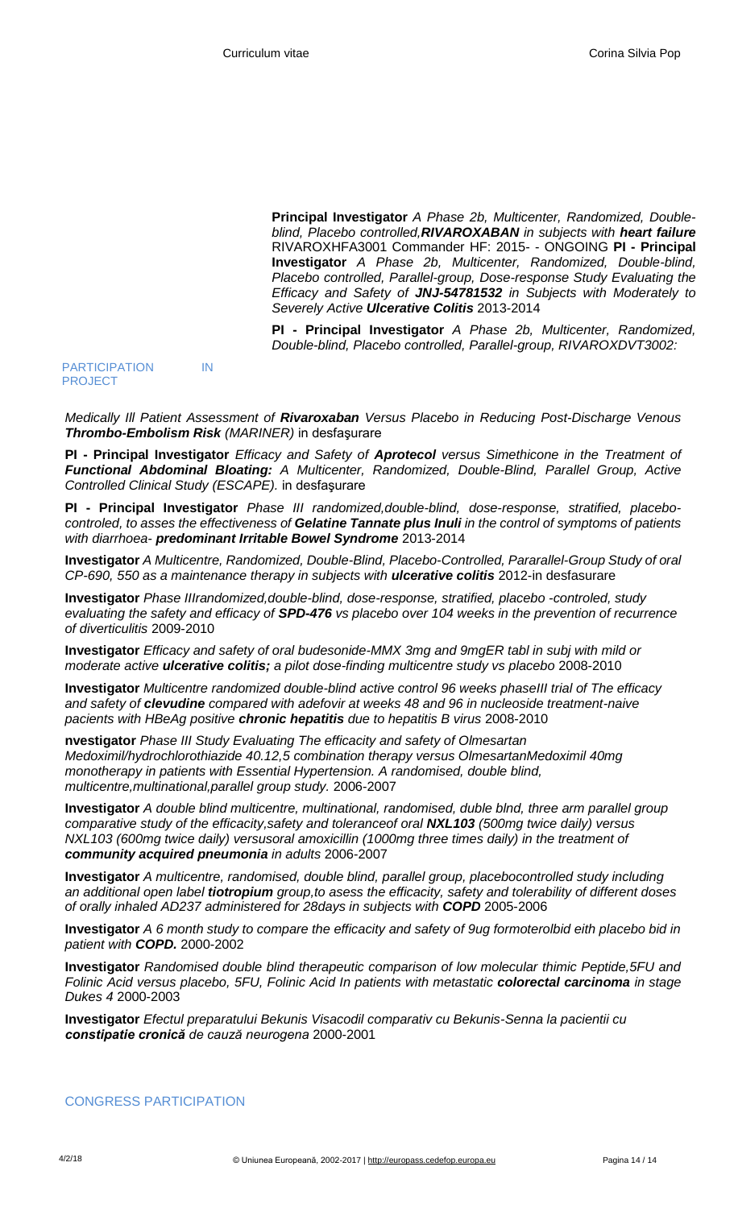**Principal Investigator** *A Phase 2b, Multicenter, Randomized, Double-blind, Placebo controlled,**RIVAROXABAN** in subjects with **heart failure*** RIVAROXHFA3001 Commander HF: 2015- - ONGOING **PI - Principal Investigator** *A Phase 2b, Multicenter, Randomized, Double-blind, Placebo controlled, Parallel-group, Dose-response Study Evaluating the Efficacy and Safety of **JNJ-54781532** in Subjects with Moderately to Severely Active **Ulcerative Colitis*** 2013-2014

**PI - Principal Investigator** *A Phase 2b, Multicenter, Randomized, Double-blind, Placebo controlled, Parallel-group, RIVAROXDVT3002:*

PARTICIPATION IN PROJECT

*Medically Ill Patient Assessment of **Rivaroxaban** Versus Placebo in Reducing Post-Discharge Venous **Thrombo-Embolism Risk** (MARINER)* in desfaşurare

**PI - Principal Investigator** *Efficacy and Safety of **Aprotecol** versus Simethicone in the Treatment of **Functional Abdominal Bloating:** A Multicenter, Randomized, Double-Blind, Parallel Group, Active Controlled Clinical Study (ESCAPE).* in desfaşurare

**PI - Principal Investigator** *Phase III randomized,double-blind, dose-response, stratified, placebo-controled, to asses the effectiveness of **Gelatine Tannate plus Inuli** in the control of symptoms of patients with diarrhoea- **predominant Irritable Bowel Syndrome*** 2013-2014

**Investigator** *A Multicentre, Randomized, Double-Blind, Placebo-Controlled, Pararallel-Group Study of oral CP-690, 550 as a maintenance therapy in subjects with **ulcerative colitis*** 2012-in desfasurare

**Investigator** *Phase IIIrandomized,double-blind, dose-response, stratified, placebo -controled, study evaluating the safety and efficacy of **SPD-476** vs placebo over 104 weeks in the prevention of recurrence of diverticulitis* 2009-2010

**Investigator** *Efficacy and safety of oral budesonide-MMX 3mg and 9mgER tabl in subj with mild or moderate active **ulcerative colitis;** a pilot dose-finding multicentre study vs placebo* 2008-2010

**Investigator** *Multicentre randomized double-blind active control 96 weeks phaseIII trial of The efficacy and safety of **clevudine** compared with adefovir at weeks 48 and 96 in nucleoside treatment-naive pacients with HBeAg positive **chronic hepatitis** due to hepatitis B virus* 2008-2010

**nvestigator** *Phase III Study Evaluating The efficacy and safety of Olmesartan Medoximil/hydrochlorothiazide 40.12,5 combination therapy versus OlmesartanMedoximil 40mg monotherapy in patients with Essential Hypertension. A randomised, double blind, multicentre,multinational,parallel group study.* 2006-2007

**Investigator** *A double blind multicentre, multinational, randomised, duble blnd, three arm parallel group comparative study of the efficacity,safety and toleranceof oral **NXL103** (500mg twice daily) versus NXL103 (600mg twice daily) versusoral amoxicillin (1000mg three times daily) in the treatment of **community acquired pneumonia** in adults* 2006-2007

**Investigator** *A multicentre, randomised, double blind, parallel group, placebocontrolled study including an additional open label **tiotropium** group,to asess the efficacity, safety and tolerability of different doses of orally inhaled AD237 administered for 28days in subjects with **COPD*** 2005-2006

**Investigator** *A 6 month study to compare the efficacy and safety of 9ug formoterolbid eith placebo bid in patient with **COPD.*** 2000-2002

**Investigator** *Randomised double blind therapeutic comparison of low molecular thimic Peptide,5FU and Folinic Acid versus placebo, 5FU, Folinic Acid In patients with metastatic **colorectal carcinoma** in stage Dukes 4* 2000-2003

**Investigator** *Efectul preparatului Bekunis Visacodil comparativ cu Bekunis-Senna la pacientii cu **constipatie cronică** de cauză neurogena* 2000-2001

CONGRESS PARTICIPATION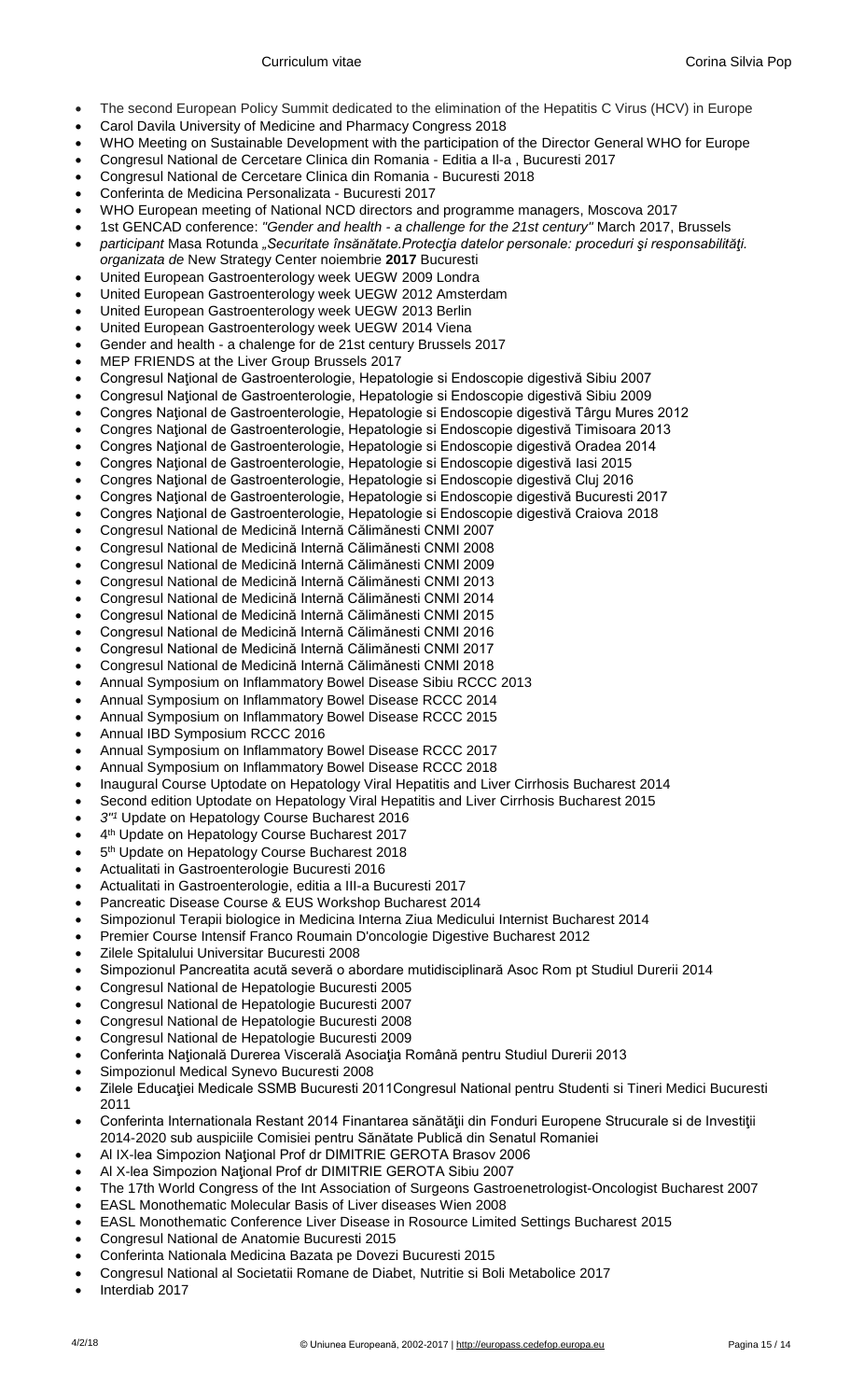- The second European Policy Summit dedicated to the elimination of the Hepatitis C Virus (HCV) in Europe
- Carol Davila University of Medicine and Pharmacy Congress 2018
- WHO Meeting on Sustainable Development with the participation of the Director General WHO for Europe
- Congresul National de Cercetare Clinica din Romania - Editia a II-a , Bucuresti 2017
- Congresul National de Cercetare Clinica din Romania - Bucuresti 2018
- Conferinta de Medicina Personalizata - Bucuresti 2017
- WHO European meeting of National NCD directors and programme managers, Moscova 2017
- 1st GENCAD conference: *"Gender and health - a challenge for the 21st century"* March 2017, Brussels
- *participant* Masa Rotunda *„Securitate însănătate.Protecţia datelor personale: proceduri şi responsabilităţi. organizata de* New Strategy Center noiembrie **2017** Bucuresti
- United European Gastroenterology week UEGW 2009 Londra
- United European Gastroenterology week UEGW 2012 Amsterdam
- United European Gastroenterology week UEGW 2013 Berlin
- United European Gastroenterology week UEGW 2014 Viena
- Gender and health - a chalenge for de 21st century Brussels 2017
- MEP FRIENDS at the Liver Group Brussels 2017
- Congresul Naţional de Gastroenterologie, Hepatologie si Endoscopie digestivă Sibiu 2007
- Congresul Naţional de Gastroenterologie, Hepatologie si Endoscopie digestivă Sibiu 2009
- Congres Naţional de Gastroenterologie, Hepatologie si Endoscopie digestivă Târgu Mures 2012
- Congres Naţional de Gastroenterologie, Hepatologie si Endoscopie digestivă Timisoara 2013
- Congres Naţional de Gastroenterologie, Hepatologie si Endoscopie digestivă Oradea 2014
- Congres Naţional de Gastroenterologie, Hepatologie si Endoscopie digestivă Iasi 2015
- Congres Naţional de Gastroenterologie, Hepatologie si Endoscopie digestivă Cluj 2016
- Congres Naţional de Gastroenterologie, Hepatologie si Endoscopie digestivă Bucuresti 2017
- Congres Naţional de Gastroenterologie, Hepatologie si Endoscopie digestivă Craiova 2018
- Congresul National de Medicină Internă Călimănesti CNMI 2007
- Congresul National de Medicină Internă Călimănesti CNMI 2008
- Congresul National de Medicină Internă Călimănesti CNMI 2009
- Congresul National de Medicină Internă Călimănesti CNMI 2013
- Congresul National de Medicină Internă Călimănesti CNMI 2014
- Congresul National de Medicină Internă Călimănesti CNMI 2015
- Congresul National de Medicină Internă Călimănesti CNMI 2016
- Congresul National de Medicină Internă Călimănesti CNMI 2017
- Congresul National de Medicină Internă Călimănesti CNMI 2018
- Annual Symposium on Inflammatory Bowel Disease Sibiu RCCC 2013
- Annual Symposium on Inflammatory Bowel Disease RCCC 2014
- Annual Symposium on Inflammatory Bowel Disease RCCC 2015
- Annual IBD Symposium RCCC 2016
- Annual Symposium on Inflammatory Bowel Disease RCCC 2017
- Annual Symposium on Inflammatory Bowel Disease RCCC 2018
- Inaugural Course Uptodate on Hepatology Viral Hepatitis and Liver Cirrhosis Bucharest 2014
- Second edition Uptodate on Hepatology Viral Hepatitis and Liver Cirrhosis Bucharest 2015
- *3"1* Update on Hepatology Course Bucharest 2016
- 4th Update on Hepatology Course Bucharest 2017
- 5th Update on Hepatology Course Bucharest 2018
- Actualitati in Gastroenterologie Bucuresti 2016
- Actualitati in Gastroenterologie, editia a III-a Bucuresti 2017
- Pancreatic Disease Course & EUS Workshop Bucharest 2014
- Simpozionul Terapii biologice in Medicina Interna Ziua Medicului Internist Bucharest 2014
- Premier Course Intensif Franco Roumain D'oncologie Digestive Bucharest 2012
- Zilele Spitalului Universitar Bucuresti 2008
- Simpozionul Pancreatita acută severă o abordare mutidisciplinară Asoc Rom pt Studiul Durerii 2014
- Congresul National de Hepatologie Bucuresti 2005
- Congresul National de Hepatologie Bucuresti 2007
- Congresul National de Hepatologie Bucuresti 2008
- Congresul National de Hepatologie Bucuresti 2009
- Conferinta Naţională Durerea Viscerală Asociaţia Română pentru Studiul Durerii 2013
- Simpozionul Medical Synevo Bucuresti 2008
- Zilele Educaţiei Medicale SSMB Bucuresti 2011Congresul National pentru Studenti si Tineri Medici Bucuresti 2011
- Conferinta Internationala Restant 2014 Finantarea sănătăţii din Fonduri Europene Strucurale si de Investiţii 2014-2020 sub auspiciile Comisiei pentru Sănătate Publică din Senatul Romaniei
- Al IX-lea Simpozion Naţional Prof dr DIMITRIE GEROTA Brasov 2006
- Al X-lea Simpozion Naţional Prof dr DIMITRIE GEROTA Sibiu 2007
- The 17th World Congress of the Int Association of Surgeons Gastroenetrologist-Oncologist Bucharest 2007
- EASL Monothematic Molecular Basis of Liver diseases Wien 2008
- EASL Monothematic Conference Liver Disease in Rosource Limited Settings Bucharest 2015
- Congresul National de Anatomie Bucuresti 2015
- Conferinta Nationala Medicina Bazata pe Dovezi Bucuresti 2015
- Congresul National al Societatii Romane de Diabet, Nutritie si Boli Metabolice 2017
- Interdiab 2017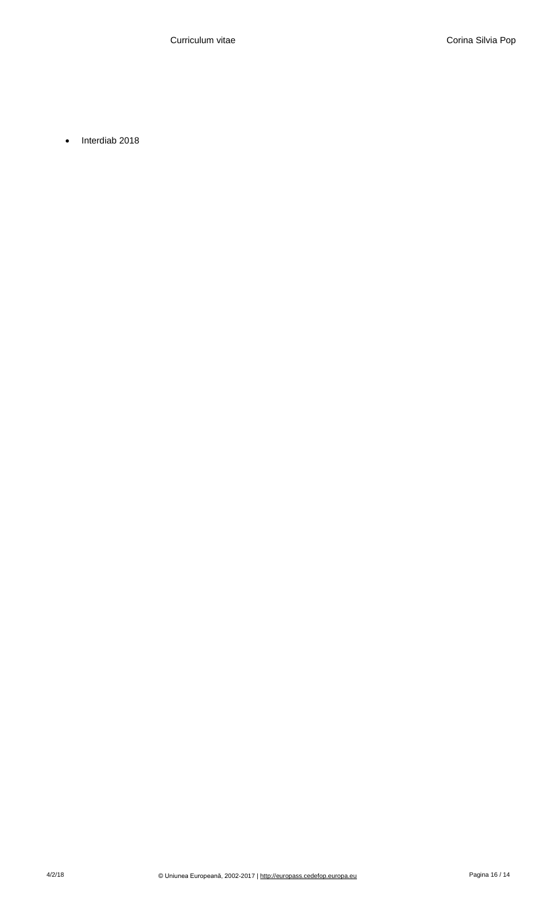- Interdiab 2018